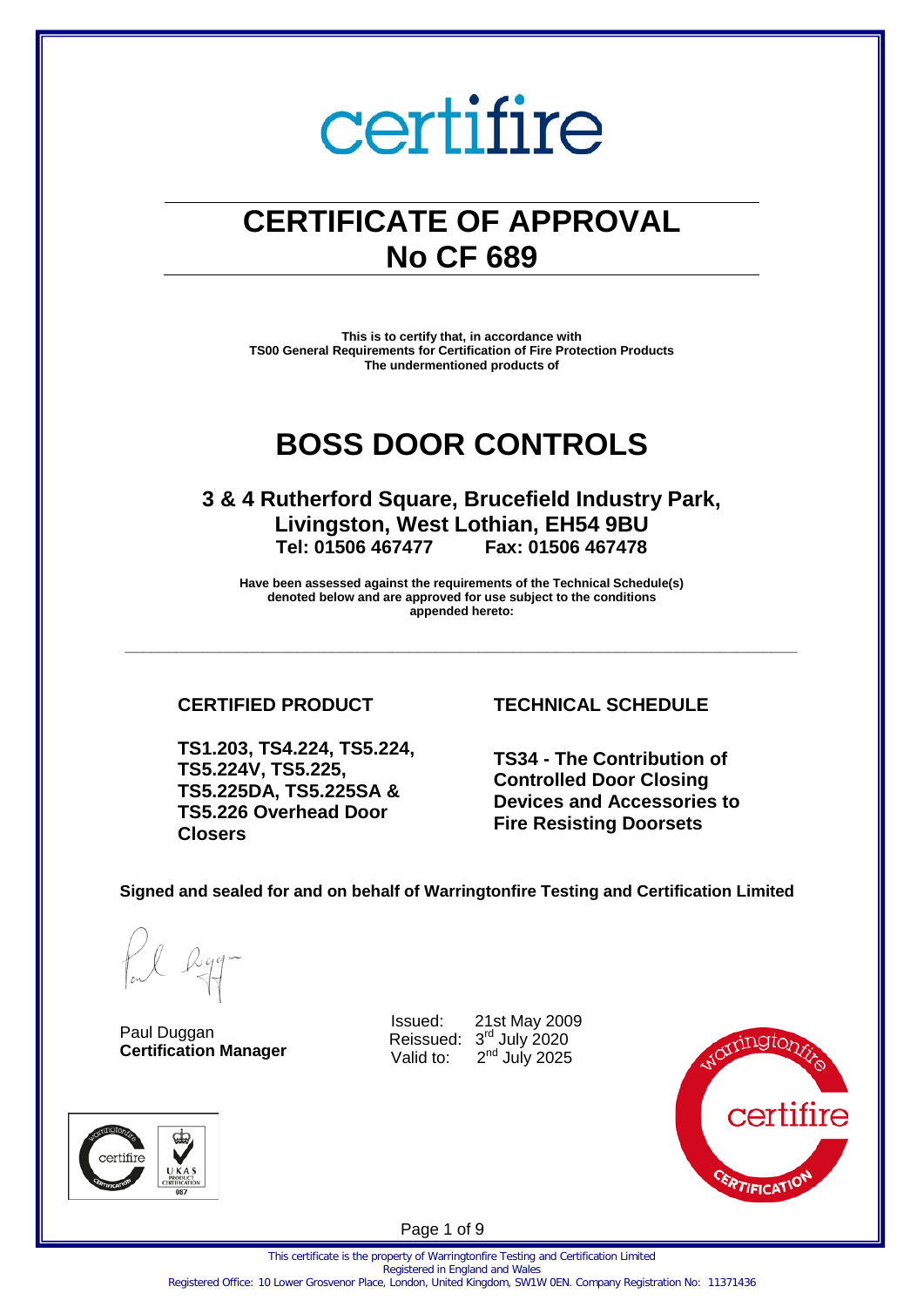certifire

# CERTIFICATE OF APPROVAL
# No CF 689

**This is to certify that, in accordance with**
**TS00 General Requirements for Certification of Fire Protection Products**
**The undermentioned products of**

# BOSS DOOR CONTROLS

**3 & 4 Rutherford Square, Brucefield Industry Park,**
**Livingston, West Lothian, EH54 9BU**
**Tel: 01506 467477 Fax: 01506 467478**

**Have been assessed against the requirements of the Technical Schedule(s) denoted below and are approved for use subject to the conditions appended hereto:**

---

| CERTIFIED PRODUCT | TECHNICAL SCHEDULE |
| --- | --- |
| **TS1.203, TS4.224, TS5.224, TS5.224V, TS5.225, TS5.225DA, TS5.225SA & TS5.226 Overhead Door Closers** | **TS34 - The Contribution of Controlled Door Closing Devices and Accessories to Fire Resisting Doorsets** |

**Signed and sealed for and on behalf of Warringtonfire Testing and Certification Limited**

Paul Duggan
**Certification Manager**

Issued: 21st May 2009
Reissued: 3rd July 2020
Valid to: 2nd July 2025

This certificate is the property of Warringtonfire Testing and Certification Limited
Registered in England and Wales
Registered Office: 10 Lower Grosvenor Place, London, United Kingdom, SW1W 0EN. Company Registration No: 11371436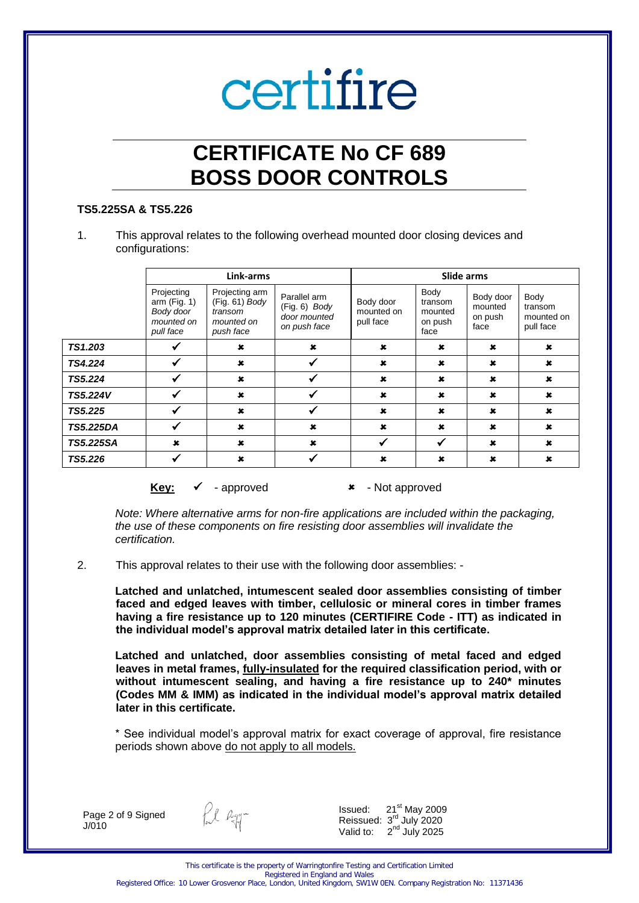certifire

# CERTIFICATE No CF 689
# BOSS DOOR CONTROLS

**TS5.225SA & TS5.226**

1. This approval relates to the following overhead mounted door closing devices and configurations:

| | Link-arms | | | Slide arms | | | |
|---|---|---|---|---|---|---|---|
| | Projecting arm (Fig. 1) *Body door mounted on pull face* | Projecting arm (Fig. 61) *Body transom mounted on push face* | Parallel arm (Fig. 6) *Body door mounted on push face* | Body door mounted on pull face | Body transom mounted on push face | Body door mounted on push face | Body transom mounted on pull face |
| ***TS1.203*** | ✓ | ✗ | ✗ | ✗ | ✗ | ✗ | ✗ |
| ***TS4.224*** | ✓ | ✗ | ✓ | ✗ | ✗ | ✗ | ✗ |
| ***TS5.224*** | ✓ | ✗ | ✓ | ✗ | ✗ | ✗ | ✗ |
| ***TS5.224V*** | ✓ | ✗ | ✓ | ✗ | ✗ | ✗ | ✗ |
| ***TS5.225*** | ✓ | ✗ | ✓ | ✗ | ✗ | ✗ | ✗ |
| ***TS5.225DA*** | ✓ | ✗ | ✗ | ✗ | ✗ | ✗ | ✗ |
| ***TS5.225SA*** | ✗ | ✗ | ✗ | ✓ | ✓ | ✗ | ✗ |
| ***TS5.226*** | ✓ | ✗ | ✓ | ✗ | ✗ | ✗ | ✗ |

**Key:** ✓ - approved ✗ - Not approved

*Note: Where alternative arms for non-fire applications are included within the packaging, the use of these components on fire resisting door assemblies will invalidate the certification.*

2. This approval relates to their use with the following door assemblies: -

**Latched and unlatched, intumescent sealed door assemblies consisting of timber faced and edged leaves with timber, cellulosic or mineral cores in timber frames having a fire resistance up to 120 minutes (CERTIFIRE Code - ITT) as indicated in the individual model's approval matrix detailed later in this certificate.**

**Latched and unlatched, door assemblies consisting of metal faced and edged leaves in metal frames, <u>fully-insulated</u> for the required classification period, with or without intumescent sealing, and having a fire resistance up to 240\* minutes (Codes MM & IMM) as indicated in the individual model's approval matrix detailed later in this certificate.**

\* See individual model's approval matrix for exact coverage of approval, fire resistance periods shown above <u>do not apply to all models.</u>

Signed J/010

Issued: 21st May 2009
Reissued: 3rd July 2020
Valid to: 2nd July 2025

This certificate is the property of Warringtonfire Testing and Certification Limited
Registered in England and Wales
Registered Office: 10 Lower Grosvenor Place, London, United Kingdom, SW1W 0EN. Company Registration No: 11371436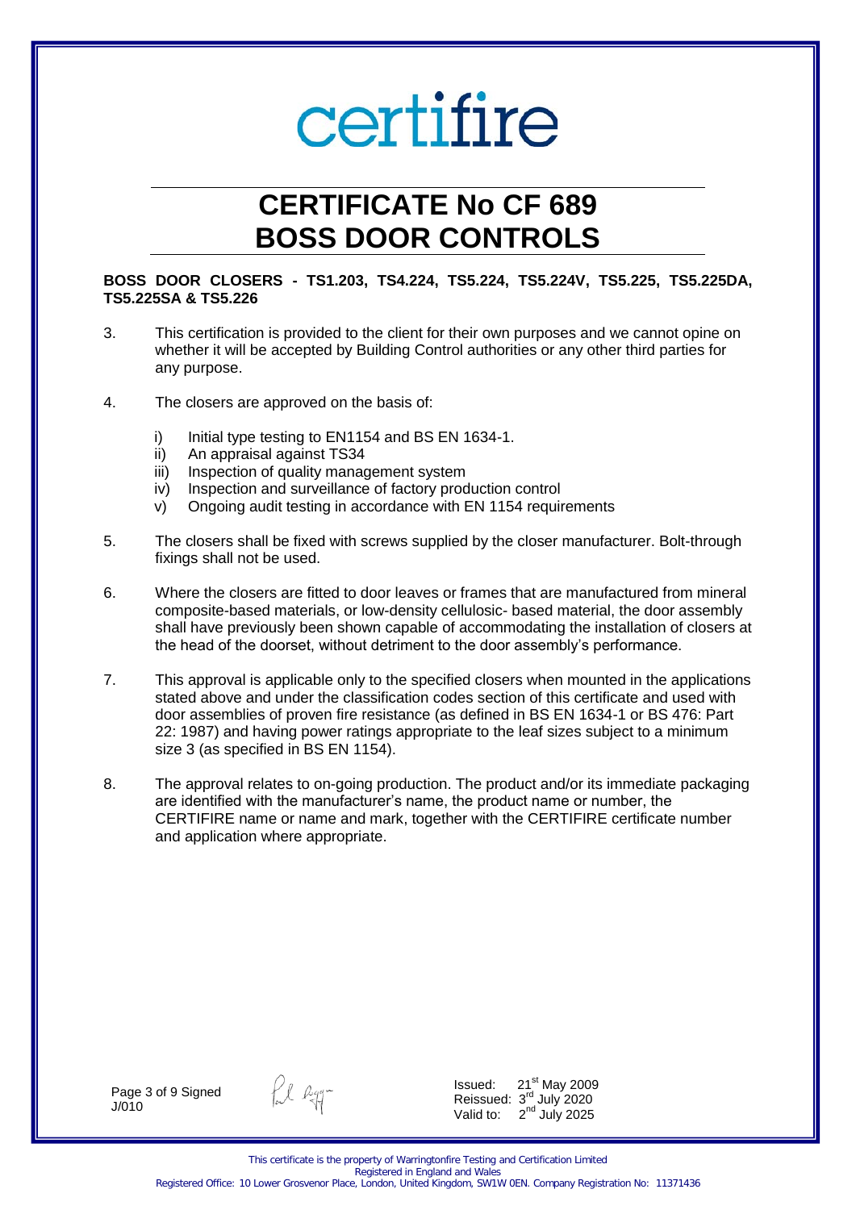certifire

# CERTIFICATE No CF 689
# BOSS DOOR CONTROLS

**BOSS DOOR CLOSERS - TS1.203, TS4.224, TS5.224, TS5.224V, TS5.225, TS5.225DA, TS5.225SA & TS5.226**

3. This certification is provided to the client for their own purposes and we cannot opine on whether it will be accepted by Building Control authorities or any other third parties for any purpose.

4. The closers are approved on the basis of:

   i) Initial type testing to EN1154 and BS EN 1634-1.
   ii) An appraisal against TS34
   iii) Inspection of quality management system
   iv) Inspection and surveillance of factory production control
   v) Ongoing audit testing in accordance with EN 1154 requirements

5. The closers shall be fixed with screws supplied by the closer manufacturer. Bolt-through fixings shall not be used.

6. Where the closers are fitted to door leaves or frames that are manufactured from mineral composite-based materials, or low-density cellulosic- based material, the door assembly shall have previously been shown capable of accommodating the installation of closers at the head of the doorset, without detriment to the door assembly's performance.

7. This approval is applicable only to the specified closers when mounted in the applications stated above and under the classification codes section of this certificate and used with door assemblies of proven fire resistance (as defined in BS EN 1634-1 or BS 476: Part 22: 1987) and having power ratings appropriate to the leaf sizes subject to a minimum size 3 (as specified in BS EN 1154).

8. The approval relates to on-going production. The product and/or its immediate packaging are identified with the manufacturer's name, the product name or number, the CERTIFIRE name or name and mark, together with the CERTIFIRE certificate number and application where appropriate.

Signed
J/010

Issued: 21st May 2009
Reissued: 3rd July 2020
Valid to: 2nd July 2025

This certificate is the property of Warringtonfire Testing and Certification Limited
Registered in England and Wales
Registered Office: 10 Lower Grosvenor Place, London, United Kingdom, SW1W 0EN. Company Registration No: 11371436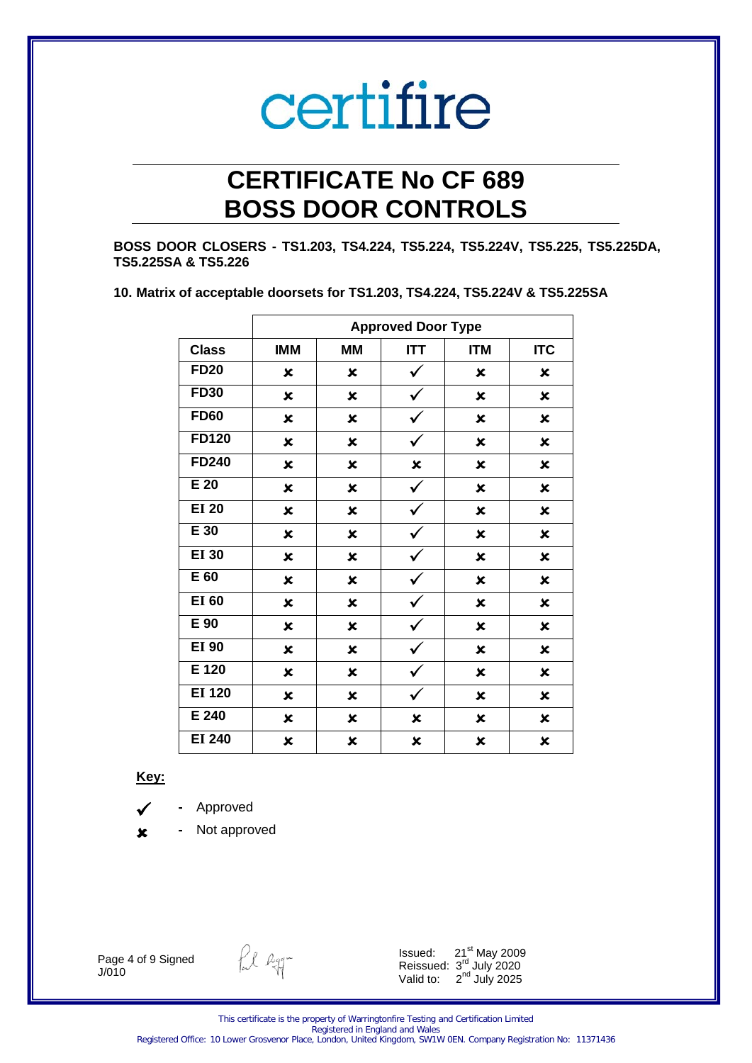certifire

# CERTIFICATE No CF 689
# BOSS DOOR CONTROLS

**BOSS DOOR CLOSERS - TS1.203, TS4.224, TS5.224, TS5.224V, TS5.225, TS5.225DA, TS5.225SA & TS5.226**

**10. Matrix of acceptable doorsets for TS1.203, TS4.224, TS5.224V & TS5.225SA**

| | Approved Door Type | | | | |
|---|---|---|---|---|---|
| **Class** | **IMM** | **MM** | **ITT** | **ITM** | **ITC** |
| **FD20** | ✘ | ✘ | ✓ | ✘ | ✘ |
| **FD30** | ✘ | ✘ | ✓ | ✘ | ✘ |
| **FD60** | ✘ | ✘ | ✓ | ✘ | ✘ |
| **FD120** | ✘ | ✘ | ✓ | ✘ | ✘ |
| **FD240** | ✘ | ✘ | ✘ | ✘ | ✘ |
| **E 20** | ✘ | ✘ | ✓ | ✘ | ✘ |
| **EI 20** | ✘ | ✘ | ✓ | ✘ | ✘ |
| **E 30** | ✘ | ✘ | ✓ | ✘ | ✘ |
| **EI 30** | ✘ | ✘ | ✓ | ✘ | ✘ |
| **E 60** | ✘ | ✘ | ✓ | ✘ | ✘ |
| **EI 60** | ✘ | ✘ | ✓ | ✘ | ✘ |
| **E 90** | ✘ | ✘ | ✓ | ✘ | ✘ |
| **EI 90** | ✘ | ✘ | ✓ | ✘ | ✘ |
| **E 120** | ✘ | ✘ | ✓ | ✘ | ✘ |
| **EI 120** | ✘ | ✘ | ✓ | ✘ | ✘ |
| **E 240** | ✘ | ✘ | ✘ | ✘ | ✘ |
| **EI 240** | ✘ | ✘ | ✘ | ✘ | ✘ |

**Key:**

✓ - Approved

✘ - Not approved

Signed

J/010

Issued: 21st May 2009
Reissued: 3rd July 2020
Valid to: 2nd July 2025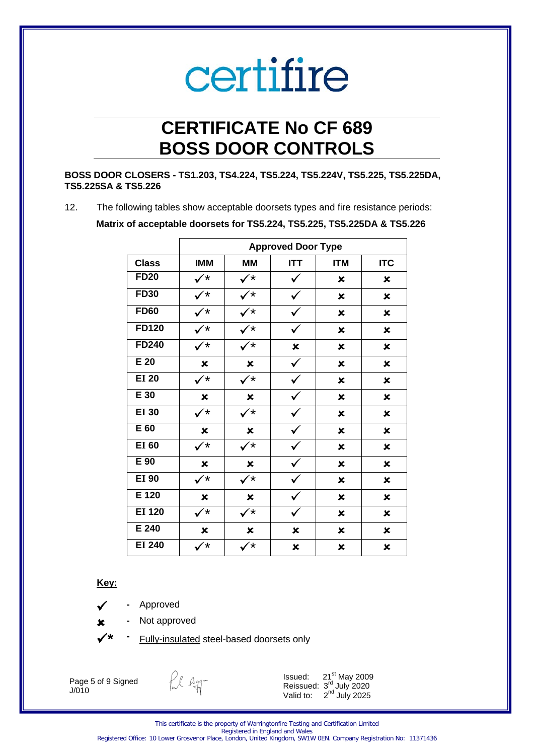certifire

# CERTIFICATE No CF 689
# BOSS DOOR CONTROLS

**BOSS DOOR CLOSERS - TS1.203, TS4.224, TS5.224, TS5.224V, TS5.225, TS5.225DA, TS5.225SA & TS5.226**

12. The following tables show acceptable doorsets types and fire resistance periods:

**Matrix of acceptable doorsets for TS5.224, TS5.225, TS5.225DA & TS5.226**

| | Approved Door Type | | | | |
|---|---|---|---|---|---|
| **Class** | **IMM** | **MM** | **ITT** | **ITM** | **ITC** |
| **FD20** | ✓* | ✓* | ✓ | ✗ | ✗ |
| **FD30** | ✓* | ✓* | ✓ | ✗ | ✗ |
| **FD60** | ✓* | ✓* | ✓ | ✗ | ✗ |
| **FD120** | ✓* | ✓* | ✓ | ✗ | ✗ |
| **FD240** | ✓* | ✓* | ✗ | ✗ | ✗ |
| **E 20** | ✗ | ✗ | ✓ | ✗ | ✗ |
| **EI 20** | ✓* | ✓* | ✓ | ✗ | ✗ |
| **E 30** | ✗ | ✗ | ✓ | ✗ | ✗ |
| **EI 30** | ✓* | ✓* | ✓ | ✗ | ✗ |
| **E 60** | ✗ | ✗ | ✓ | ✗ | ✗ |
| **EI 60** | ✓* | ✓* | ✓ | ✗ | ✗ |
| **E 90** | ✗ | ✗ | ✓ | ✗ | ✗ |
| **EI 90** | ✓* | ✓* | ✓ | ✗ | ✗ |
| **E 120** | ✗ | ✗ | ✓ | ✗ | ✗ |
| **EI 120** | ✓* | ✓* | ✓ | ✗ | ✗ |
| **E 240** | ✗ | ✗ | ✗ | ✗ | ✗ |
| **EI 240** | ✓* | ✓* | ✗ | ✗ | ✗ |

**Key:**

✓ - Approved

✗ - Not approved

✓* - Fully-insulated steel-based doorsets only

Signed J/010

Issued: 21st May 2009
Reissued: 3rd July 2020
Valid to: 2nd July 2025

This certificate is the property of Warringtonfire Testing and Certification Limited
Registered in England and Wales
Registered Office: 10 Lower Grosvenor Place, London, United Kingdom, SW1W 0EN. Company Registration No: 11371436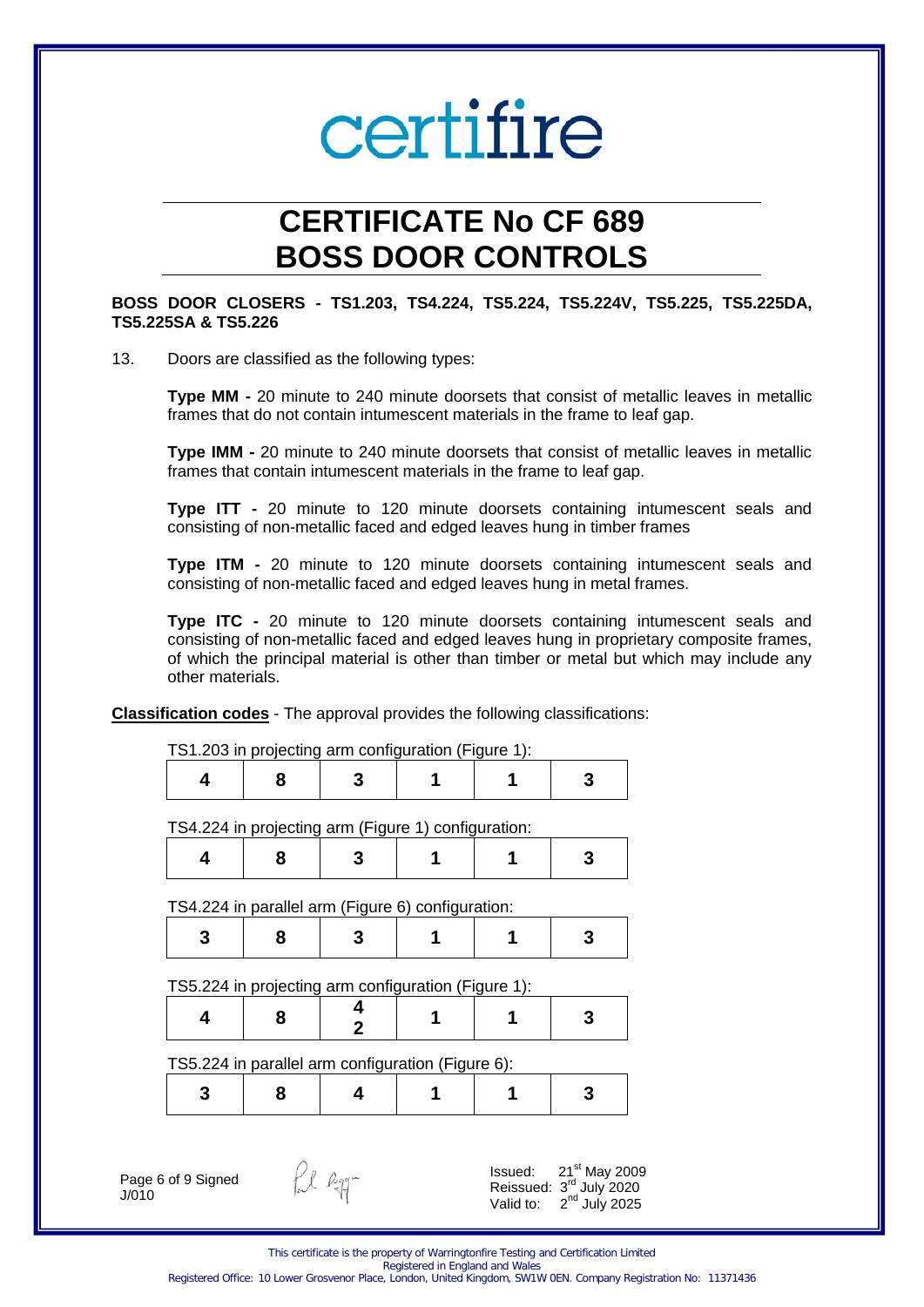# CERTIFICATE No CF 689
# BOSS DOOR CONTROLS

**BOSS DOOR CLOSERS - TS1.203, TS4.224, TS5.224, TS5.224V, TS5.225, TS5.225DA, TS5.225SA & TS5.226**

13. Doors are classified as the following types:

    **Type MM -** 20 minute to 240 minute doorsets that consist of metallic leaves in metallic frames that do not contain intumescent materials in the frame to leaf gap.

    **Type IMM -** 20 minute to 240 minute doorsets that consist of metallic leaves in metallic frames that contain intumescent materials in the frame to leaf gap.

    **Type ITT -** 20 minute to 120 minute doorsets containing intumescent seals and consisting of non-metallic faced and edged leaves hung in timber frames

    **Type ITM -** 20 minute to 120 minute doorsets containing intumescent seals and consisting of non-metallic faced and edged leaves hung in metal frames.

    **Type ITC -** 20 minute to 120 minute doorsets containing intumescent seals and consisting of non-metallic faced and edged leaves hung in proprietary composite frames, of which the principal material is other than timber or metal but which may include any other materials.

**Classification codes** - The approval provides the following classifications:

TS1.203 in projecting arm configuration (Figure 1):

| 4 | 8 | 3 | 1 | 1 | 3 |
|---|---|---|---|---|---|

TS4.224 in projecting arm (Figure 1) configuration:

| 4 | 8 | 3 | 1 | 1 | 3 |
|---|---|---|---|---|---|

TS4.224 in parallel arm (Figure 6) configuration:

| 3 | 8 | 3 | 1 | 1 | 3 |
|---|---|---|---|---|---|

TS5.224 in projecting arm configuration (Figure 1):

| 4 | 8 | 4<br>2 | 1 | 1 | 3 |
|---|---|---|---|---|---|

TS5.224 in parallel arm configuration (Figure 6):

| 3 | 8 | 4 | 1 | 1 | 3 |
|---|---|---|---|---|---|

Signed
J/010

Issued: 21st May 2009
Reissued: 3rd July 2020
Valid to: 2nd July 2025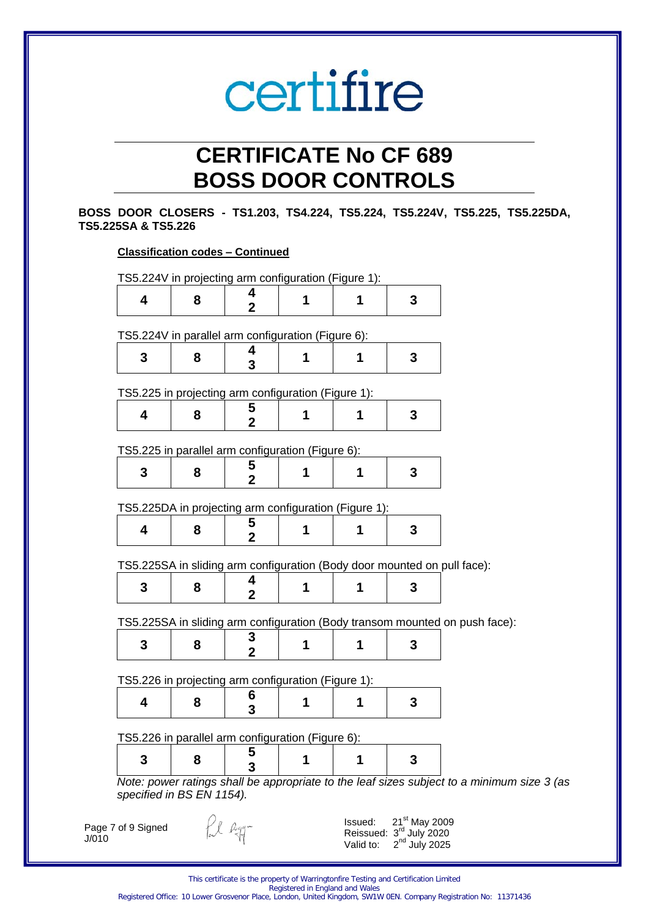# certifire

# CERTIFICATE No CF 689
# BOSS DOOR CONTROLS

**BOSS DOOR CLOSERS - TS1.203, TS4.224, TS5.224, TS5.224V, TS5.225, TS5.225DA, TS5.225SA & TS5.226**

**Classification codes – Continued**

TS5.224V in projecting arm configuration (Figure 1):

| | | | | | |
|---|---|---|---|---|---|
| **4** | **8** | **4** **2** | **1** | **1** | **3** |

TS5.224V in parallel arm configuration (Figure 6):

| | | | | | |
|---|---|---|---|---|---|
| **3** | **8** | **4** **3** | **1** | **1** | **3** |

TS5.225 in projecting arm configuration (Figure 1):

| | | | | | |
|---|---|---|---|---|---|
| **4** | **8** | **5** **2** | **1** | **1** | **3** |

TS5.225 in parallel arm configuration (Figure 6):

| | | | | | |
|---|---|---|---|---|---|
| **3** | **8** | **5** **2** | **1** | **1** | **3** |

TS5.225DA in projecting arm configuration (Figure 1):

| | | | | | |
|---|---|---|---|---|---|
| **4** | **8** | **5** **2** | **1** | **1** | **3** |

TS5.225SA in sliding arm configuration (Body door mounted on pull face):

| | | | | | |
|---|---|---|---|---|---|
| **3** | **8** | **4** **2** | **1** | **1** | **3** |

TS5.225SA in sliding arm configuration (Body transom mounted on push face):

| | | | | | |
|---|---|---|---|---|---|
| **3** | **8** | **3** **2** | **1** | **1** | **3** |

TS5.226 in projecting arm configuration (Figure 1):

| | | | | | |
|---|---|---|---|---|---|
| **4** | **8** | **6** **3** | **1** | **1** | **3** |

TS5.226 in parallel arm configuration (Figure 6):

| | | | | | |
|---|---|---|---|---|---|
| **3** | **8** | **5** **3** | **1** | **1** | **3** |

*Note: power ratings shall be appropriate to the leaf sizes subject to a minimum size 3 (as specified in BS EN 1154).*

Page 7 of 9 Signed
J/010

Issued: 21st May 2009
Reissued: 3rd July 2020
Valid to: 2nd July 2025

This certificate is the property of Warringtonfire Testing and Certification Limited
Registered in England and Wales
Registered Office: 10 Lower Grosvenor Place, London, United Kingdom, SW1W 0EN. Company Registration No: 11371436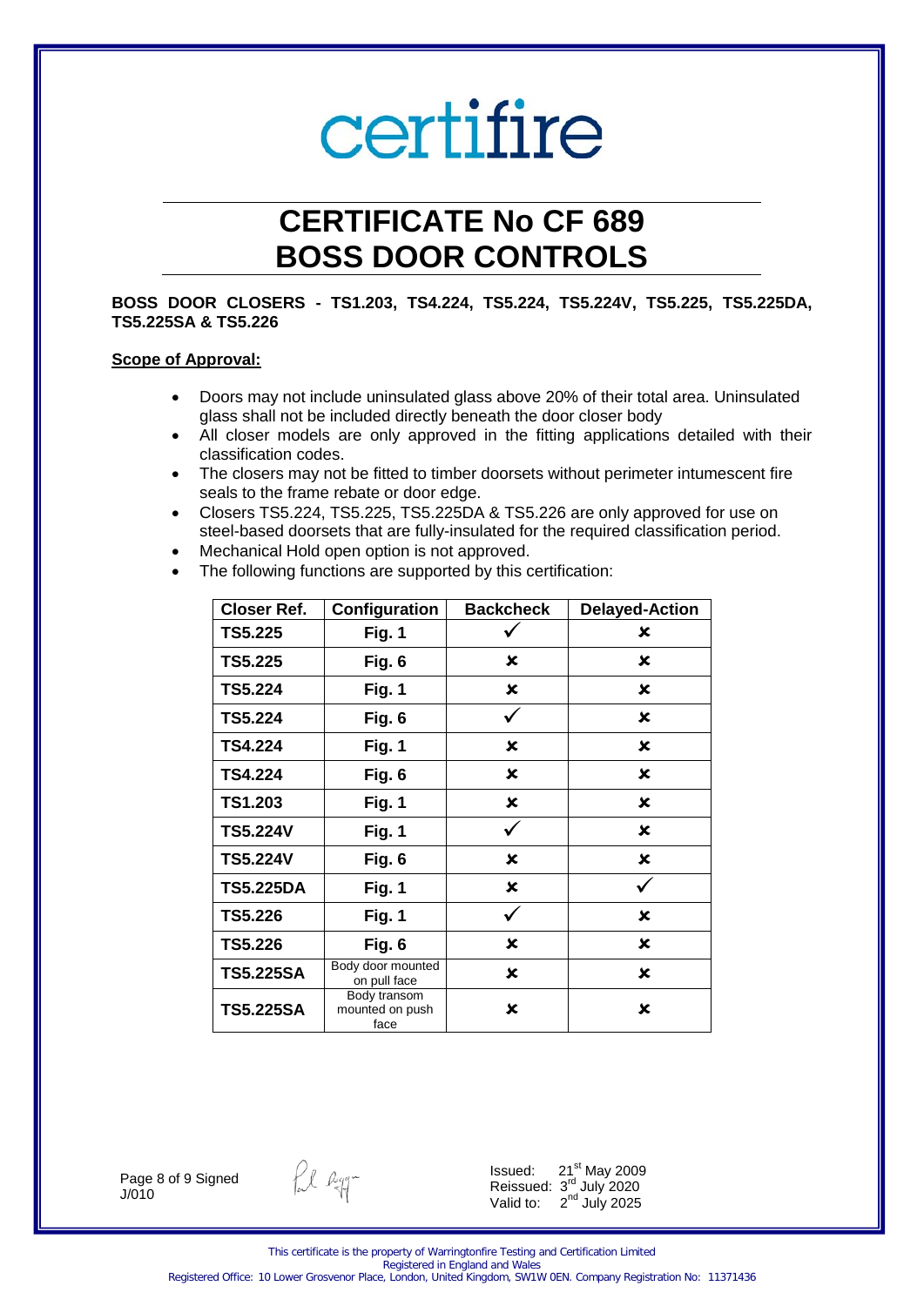# certifire

# CERTIFICATE No CF 689
# BOSS DOOR CONTROLS

**BOSS DOOR CLOSERS - TS1.203, TS4.224, TS5.224, TS5.224V, TS5.225, TS5.225DA, TS5.225SA & TS5.226**

**Scope of Approval:**

- Doors may not include uninsulated glass above 20% of their total area. Uninsulated glass shall not be included directly beneath the door closer body
- All closer models are only approved in the fitting applications detailed with their classification codes.
- The closers may not be fitted to timber doorsets without perimeter intumescent fire seals to the frame rebate or door edge.
- Closers TS5.224, TS5.225, TS5.225DA & TS5.226 are only approved for use on steel-based doorsets that are fully-insulated for the required classification period.
- Mechanical Hold open option is not approved.
- The following functions are supported by this certification:

| Closer Ref. | Configuration | Backcheck | Delayed-Action |
|---|---|---|---|
| TS5.225 | Fig. 1 | ✓ | ✗ |
| TS5.225 | Fig. 6 | ✗ | ✗ |
| TS5.224 | Fig. 1 | ✗ | ✗ |
| TS5.224 | Fig. 6 | ✓ | ✗ |
| TS4.224 | Fig. 1 | ✗ | ✗ |
| TS4.224 | Fig. 6 | ✗ | ✗ |
| TS1.203 | Fig. 1 | ✗ | ✗ |
| TS5.224V | Fig. 1 | ✓ | ✗ |
| TS5.224V | Fig. 6 | ✗ | ✗ |
| TS5.225DA | Fig. 1 | ✗ | ✓ |
| TS5.226 | Fig. 1 | ✓ | ✗ |
| TS5.226 | Fig. 6 | ✗ | ✗ |
| TS5.225SA | Body door mounted on pull face | ✗ | ✗ |
| TS5.225SA | Body transom mounted on push face | ✗ | ✗ |

Signed
J/010

Issued: 21st May 2009
Reissued: 3rd July 2020
Valid to: 2nd July 2025

This certificate is the property of Warringtonfire Testing and Certification Limited
Registered in England and Wales
Registered Office: 10 Lower Grosvenor Place, London, United Kingdom, SW1W 0EN. Company Registration No: 11371436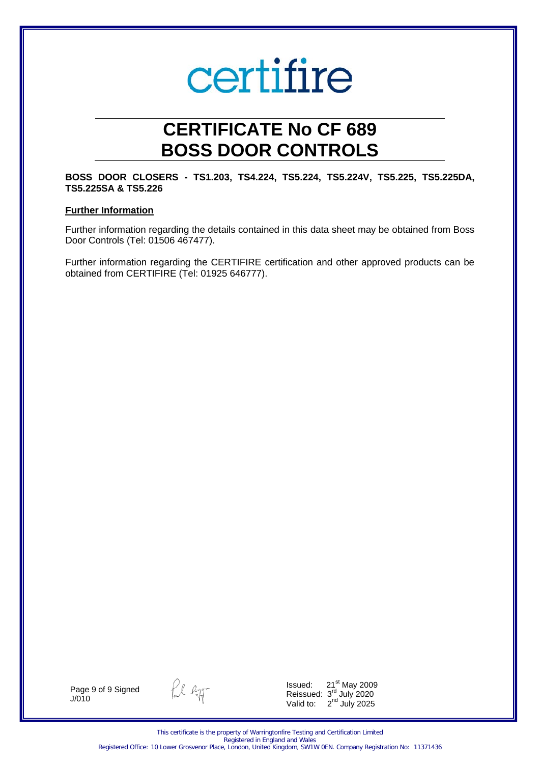# certifire

# CERTIFICATE No CF 689
# BOSS DOOR CONTROLS

**BOSS DOOR CLOSERS - TS1.203, TS4.224, TS5.224, TS5.224V, TS5.225, TS5.225DA, TS5.225SA & TS5.226**

**Further Information**

Further information regarding the details contained in this data sheet may be obtained from Boss Door Controls (Tel: 01506 467477).

Further information regarding the CERTIFIRE certification and other approved products can be obtained from CERTIFIRE (Tel: 01925 646777).

Signed
J/010

Issued: 21st May 2009
Reissued: 3rd July 2020
Valid to: 2nd July 2025

This certificate is the property of Warringtonfire Testing and Certification Limited
Registered in England and Wales
Registered Office: 10 Lower Grosvenor Place, London, United Kingdom, SW1W 0EN. Company Registration No: 11371436